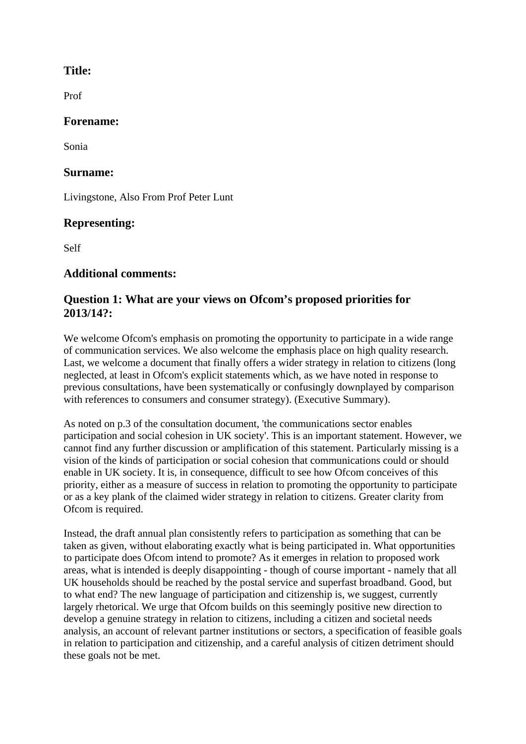### Title:

Prof

### Forename:

Sonia

### Surname:

Livingstone, Also From Prof Peter Lunt

### Representing:

Self

### Additional comments:

### Question 1: What are your views on Ofcom's proposed priorities for 2013/14?:

We welcome Ofcom's emphasis on promoting the opportunity to participate in a wide range of communication services. We also welcome the emphasis place on high quality research. Last, we welcome a document that finally offers a wider strategy in relation to citizens (long neglected, at least in Ofcom's explicit statements which, as we have noted in response to previous consultations, have been systematically or confusingly downplayed by comparison with references to consumers and consumer strategy). (Executive Summary).

As noted on p.3 of the consultation document, 'the communications sector enables participation and social cohesion in UK society'. This is an important statement. However, we cannot find any further discussion or amplification of this statement. Particularly missing is a vision of the kinds of participation or social cohesion that communications could or should enable in UK society. It is, in consequence, difficult to see how Ofcom conceives of this priority, either as a measure of success in relation to promoting the opportunity to participate or as a key plank of the claimed wider strategy in relation to citizens. Greater clarity from Ofcom is required.

Instead, the draft annual plan consistently refers to participation as something that can be taken as given, without elaborating exactly what is being participated in. What opportunities to participate does Ofcom intend to promote? As it emerges in relation to proposed work areas, what is intended is deeply disappointing - though of course important - namely that all UK households should be reached by the postal service and superfast broadband. Good, but to what end? The new language of participation and citizenship is, we suggest, currently largely rhetorical. We urge that Ofcom builds on this seemingly positive new direction to develop a genuine strategy in relation to citizens, including a citizen and societal needs analysis, an account of relevant partner institutions or sectors, a specification of feasible goals in relation to participation and citizenship, and a careful analysis of citizen detriment should these goals not be met.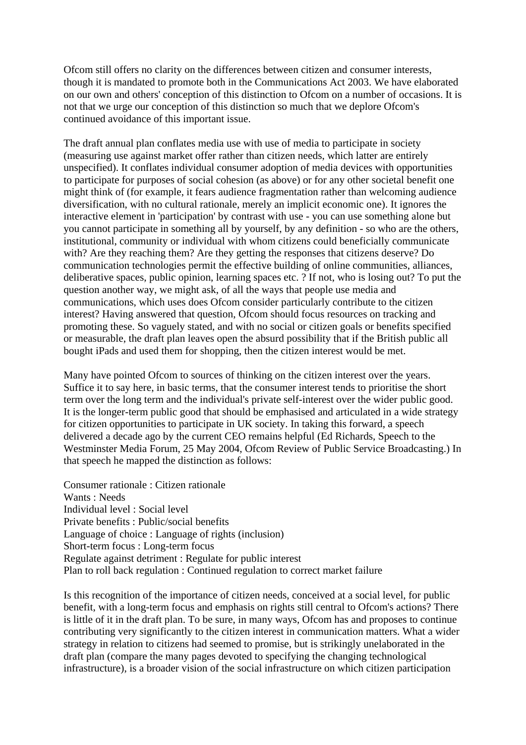Ofcom still offers no clarity on the differences between citizen and consumer interests, though it is mandated to promote both in the Communications Act 2003. We have elaborated on our own and others' conception of this distinction to Ofcom on a number of occasions. It is not that we urge our conception of this distinction so much that we deplore Ofcom's continued avoidance of this important issue.

The draft annual plan conflates media use with use of media to participate in society (measuring use against market offer rather than citizen needs, which latter are entirely unspecified). It conflates individual consumer adoption of media devices with opportunities to participate for purposes of social cohesion (as above) or for any other societal benefit one might think of (for example, it fears audience fragmentation rather than welcoming audience diversification, with no cultural rationale, merely an implicit economic one). It ignores the interactive element in 'participation' by contrast with use - you can use something alone but you cannot participate in something all by yourself, by any definition - so who are the others, institutional, community or individual with whom citizens could beneficially communicate with? Are they reaching them? Are they getting the responses that citizens deserve? Do communication technologies permit the effective building of online communities, alliances, deliberative spaces, public opinion, learning spaces etc. ? If not, who is losing out? To put the question another way, we might ask, of all the ways that people use media and communications, which uses does Ofcom consider particularly contribute to the citizen interest? Having answered that question, Ofcom should focus resources on tracking and promoting these. So vaguely stated, and with no social or citizen goals or benefits specified or measurable, the draft plan leaves open the absurd possibility that if the British public all bought iPads and used them for shopping, then the citizen interest would be met.

Many have pointed Ofcom to sources of thinking on the citizen interest over the years. Suffice it to say here, in basic terms, that the consumer interest tends to prioritise the short term over the long term and the individual's private self-interest over the wider public good. It is the longer-term public good that should be emphasised and articulated in a wide strategy for citizen opportunities to participate in UK society. In taking this forward, a speech delivered a decade ago by the current CEO remains helpful (Ed Richards, Speech to the Westminster Media Forum, 25 May 2004, Ofcom Review of Public Service Broadcasting.) In that speech he mapped the distinction as follows:

Consumer rationale : Citizen rationale
Wants : Needs
Individual level : Social level
Private benefits : Public/social benefits
Language of choice : Language of rights (inclusion)
Short-term focus : Long-term focus
Regulate against detriment : Regulate for public interest
Plan to roll back regulation : Continued regulation to correct market failure

Is this recognition of the importance of citizen needs, conceived at a social level, for public benefit, with a long-term focus and emphasis on rights still central to Ofcom's actions? There is little of it in the draft plan. To be sure, in many ways, Ofcom has and proposes to continue contributing very significantly to the citizen interest in communication matters. What a wider strategy in relation to citizens had seemed to promise, but is strikingly unelaborated in the draft plan (compare the many pages devoted to specifying the changing technological infrastructure), is a broader vision of the social infrastructure on which citizen participation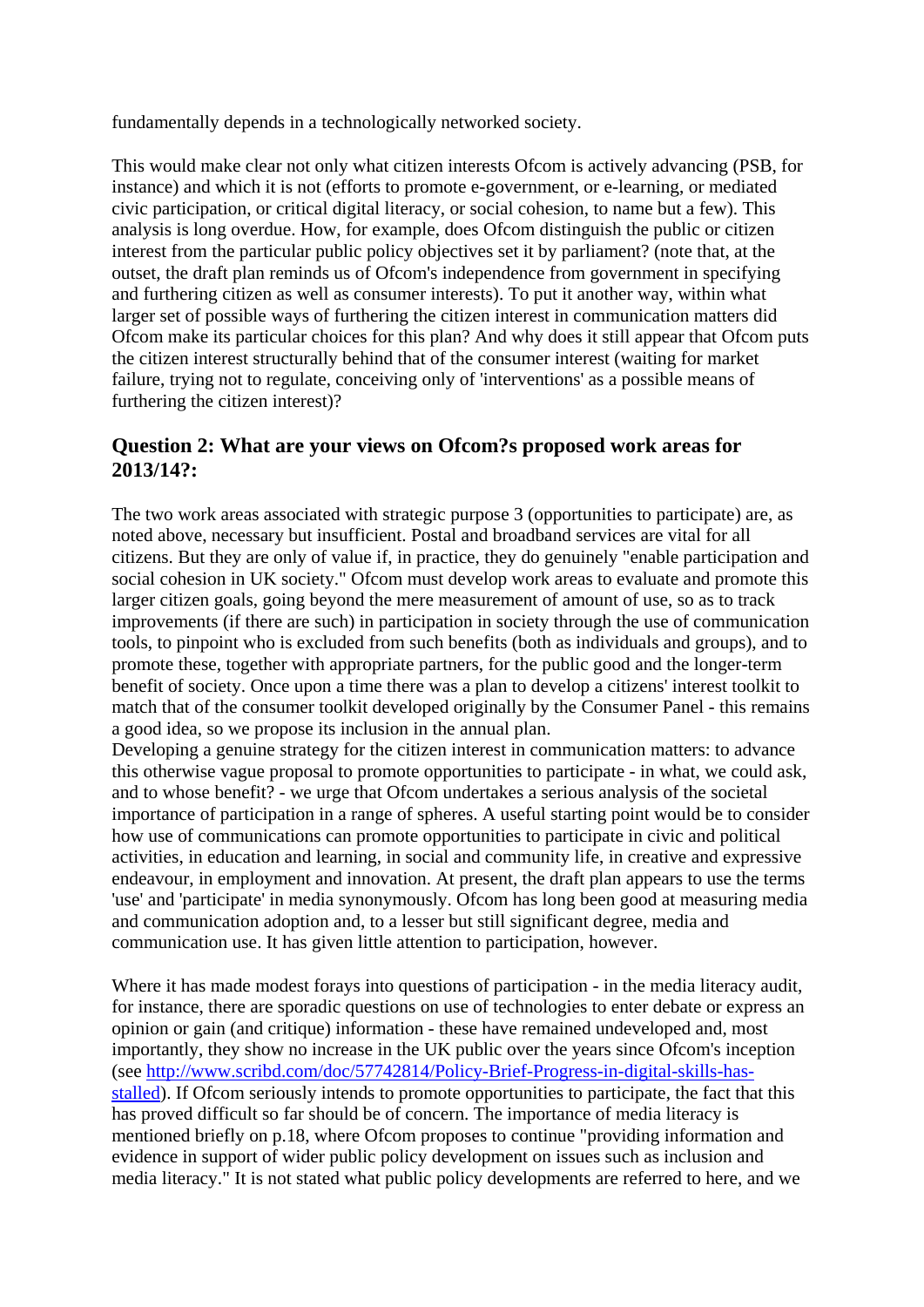fundamentally depends in a technologically networked society.

This would make clear not only what citizen interests Ofcom is actively advancing (PSB, for instance) and which it is not (efforts to promote e-government, or e-learning, or mediated civic participation, or critical digital literacy, or social cohesion, to name but a few). This analysis is long overdue. How, for example, does Ofcom distinguish the public or citizen interest from the particular public policy objectives set it by parliament? (note that, at the outset, the draft plan reminds us of Ofcom's independence from government in specifying and furthering citizen as well as consumer interests). To put it another way, within what larger set of possible ways of furthering the citizen interest in communication matters did Ofcom make its particular choices for this plan? And why does it still appear that Ofcom puts the citizen interest structurally behind that of the consumer interest (waiting for market failure, trying not to regulate, conceiving only of 'interventions' as a possible means of furthering the citizen interest)?

### Question 2: What are your views on Ofcom?s proposed work areas for 2013/14?:

The two work areas associated with strategic purpose 3 (opportunities to participate) are, as noted above, necessary but insufficient. Postal and broadband services are vital for all citizens. But they are only of value if, in practice, they do genuinely "enable participation and social cohesion in UK society." Ofcom must develop work areas to evaluate and promote this larger citizen goals, going beyond the mere measurement of amount of use, so as to track improvements (if there are such) in participation in society through the use of communication tools, to pinpoint who is excluded from such benefits (both as individuals and groups), and to promote these, together with appropriate partners, for the public good and the longer-term benefit of society. Once upon a time there was a plan to develop a citizens' interest toolkit to match that of the consumer toolkit developed originally by the Consumer Panel - this remains a good idea, so we propose its inclusion in the annual plan.
Developing a genuine strategy for the citizen interest in communication matters: to advance this otherwise vague proposal to promote opportunities to participate - in what, we could ask, and to whose benefit? - we urge that Ofcom undertakes a serious analysis of the societal importance of participation in a range of spheres. A useful starting point would be to consider how use of communications can promote opportunities to participate in civic and political activities, in education and learning, in social and community life, in creative and expressive endeavour, in employment and innovation. At present, the draft plan appears to use the terms 'use' and 'participate' in media synonymously. Ofcom has long been good at measuring media and communication adoption and, to a lesser but still significant degree, media and communication use. It has given little attention to participation, however.

Where it has made modest forays into questions of participation - in the media literacy audit, for instance, there are sporadic questions on use of technologies to enter debate or express an opinion or gain (and critique) information - these have remained undeveloped and, most importantly, they show no increase in the UK public over the years since Ofcom's inception (see [http://www.scribd.com/doc/57742814/Policy-Brief-Progress-in-digital-skills-has-stalled](http://www.scribd.com/doc/57742814/Policy-Brief-Progress-in-digital-skills-has-stalled)). If Ofcom seriously intends to promote opportunities to participate, the fact that this has proved difficult so far should be of concern. The importance of media literacy is mentioned briefly on p.18, where Ofcom proposes to continue "providing information and evidence in support of wider public policy development on issues such as inclusion and media literacy." It is not stated what public policy developments are referred to here, and we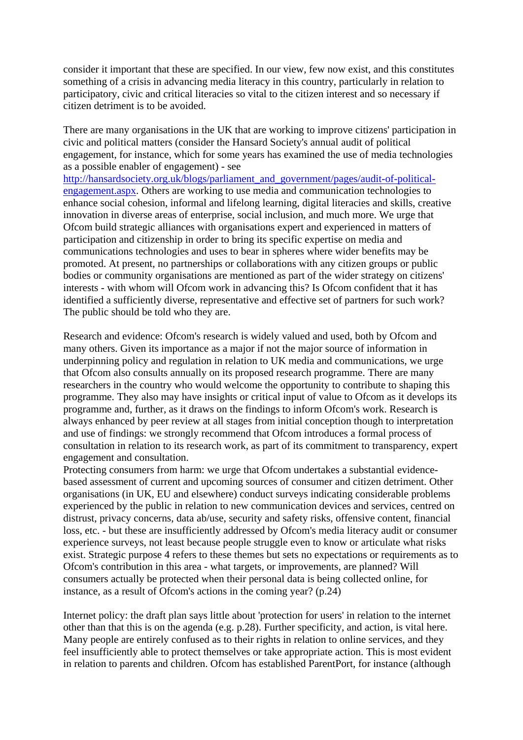consider it important that these are specified. In our view, few now exist, and this constitutes something of a crisis in advancing media literacy in this country, particularly in relation to participatory, civic and critical literacies so vital to the citizen interest and so necessary if citizen detriment is to be avoided.

There are many organisations in the UK that are working to improve citizens' participation in civic and political matters (consider the Hansard Society's annual audit of political engagement, for instance, which for some years has examined the use of media technologies as a possible enabler of engagement) - see [http://hansardsociety.org.uk/blogs/parliament_and_government/pages/audit-of-political-engagement.aspx](http://hansardsociety.org.uk/blogs/parliament_and_government/pages/audit-of-political-engagement.aspx). Others are working to use media and communication technologies to enhance social cohesion, informal and lifelong learning, digital literacies and skills, creative innovation in diverse areas of enterprise, social inclusion, and much more. We urge that Ofcom build strategic alliances with organisations expert and experienced in matters of participation and citizenship in order to bring its specific expertise on media and communications technologies and uses to bear in spheres where wider benefits may be promoted. At present, no partnerships or collaborations with any citizen groups or public bodies or community organisations are mentioned as part of the wider strategy on citizens' interests - with whom will Ofcom work in advancing this? Is Ofcom confident that it has identified a sufficiently diverse, representative and effective set of partners for such work? The public should be told who they are.

Research and evidence: Ofcom's research is widely valued and used, both by Ofcom and many others. Given its importance as a major if not the major source of information in underpinning policy and regulation in relation to UK media and communications, we urge that Ofcom also consults annually on its proposed research programme. There are many researchers in the country who would welcome the opportunity to contribute to shaping this programme. They also may have insights or critical input of value to Ofcom as it develops its programme and, further, as it draws on the findings to inform Ofcom's work. Research is always enhanced by peer review at all stages from initial conception though to interpretation and use of findings: we strongly recommend that Ofcom introduces a formal process of consultation in relation to its research work, as part of its commitment to transparency, expert engagement and consultation.

Protecting consumers from harm: we urge that Ofcom undertakes a substantial evidence-based assessment of current and upcoming sources of consumer and citizen detriment. Other organisations (in UK, EU and elsewhere) conduct surveys indicating considerable problems experienced by the public in relation to new communication devices and services, centred on distrust, privacy concerns, data ab/use, security and safety risks, offensive content, financial loss, etc. - but these are insufficiently addressed by Ofcom's media literacy audit or consumer experience surveys, not least because people struggle even to know or articulate what risks exist. Strategic purpose 4 refers to these themes but sets no expectations or requirements as to Ofcom's contribution in this area - what targets, or improvements, are planned? Will consumers actually be protected when their personal data is being collected online, for instance, as a result of Ofcom's actions in the coming year? (p.24)

Internet policy: the draft plan says little about 'protection for users' in relation to the internet other than that this is on the agenda (e.g. p.28). Further specificity, and action, is vital here. Many people are entirely confused as to their rights in relation to online services, and they feel insufficiently able to protect themselves or take appropriate action. This is most evident in relation to parents and children. Ofcom has established ParentPort, for instance (although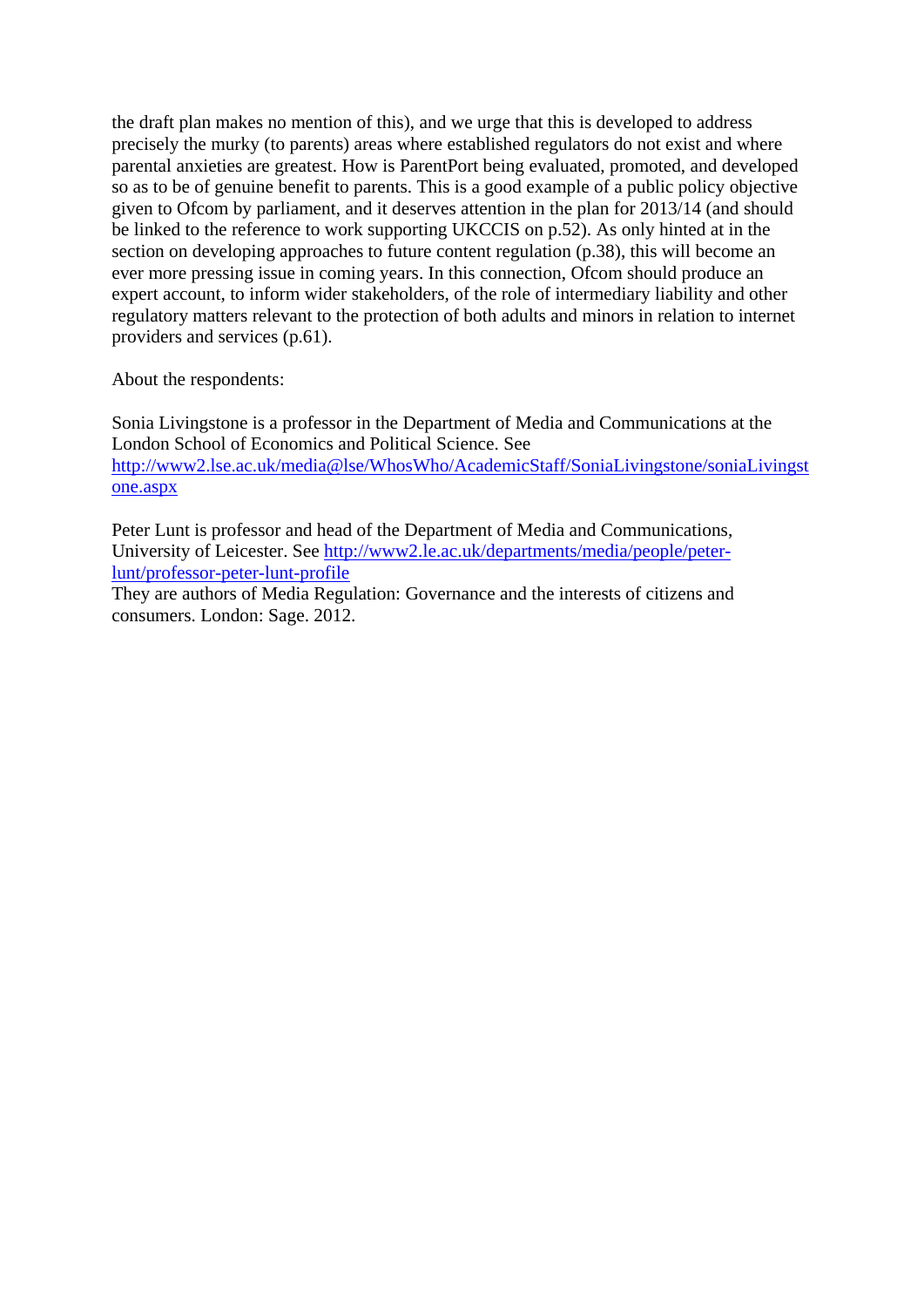the draft plan makes no mention of this), and we urge that this is developed to address precisely the murky (to parents) areas where established regulators do not exist and where parental anxieties are greatest. How is ParentPort being evaluated, promoted, and developed so as to be of genuine benefit to parents. This is a good example of a public policy objective given to Ofcom by parliament, and it deserves attention in the plan for 2013/14 (and should be linked to the reference to work supporting UKCCIS on p.52). As only hinted at in the section on developing approaches to future content regulation (p.38), this will become an ever more pressing issue in coming years. In this connection, Ofcom should produce an expert account, to inform wider stakeholders, of the role of intermediary liability and other regulatory matters relevant to the protection of both adults and minors in relation to internet providers and services (p.61).

About the respondents:

Sonia Livingstone is a professor in the Department of Media and Communications at the London School of Economics and Political Science. See [http://www2.lse.ac.uk/media@lse/WhosWho/AcademicStaff/SoniaLivingstone/soniaLivingstone.aspx](http://www2.lse.ac.uk/media@lse/WhosWho/AcademicStaff/SoniaLivingstone/soniaLivingstone.aspx)

Peter Lunt is professor and head of the Department of Media and Communications, University of Leicester. See [http://www2.le.ac.uk/departments/media/people/peter-lunt/professor-peter-lunt-profile](http://www2.le.ac.uk/departments/media/people/peter-lunt/professor-peter-lunt-profile)
They are authors of Media Regulation: Governance and the interests of citizens and consumers. London: Sage. 2012.